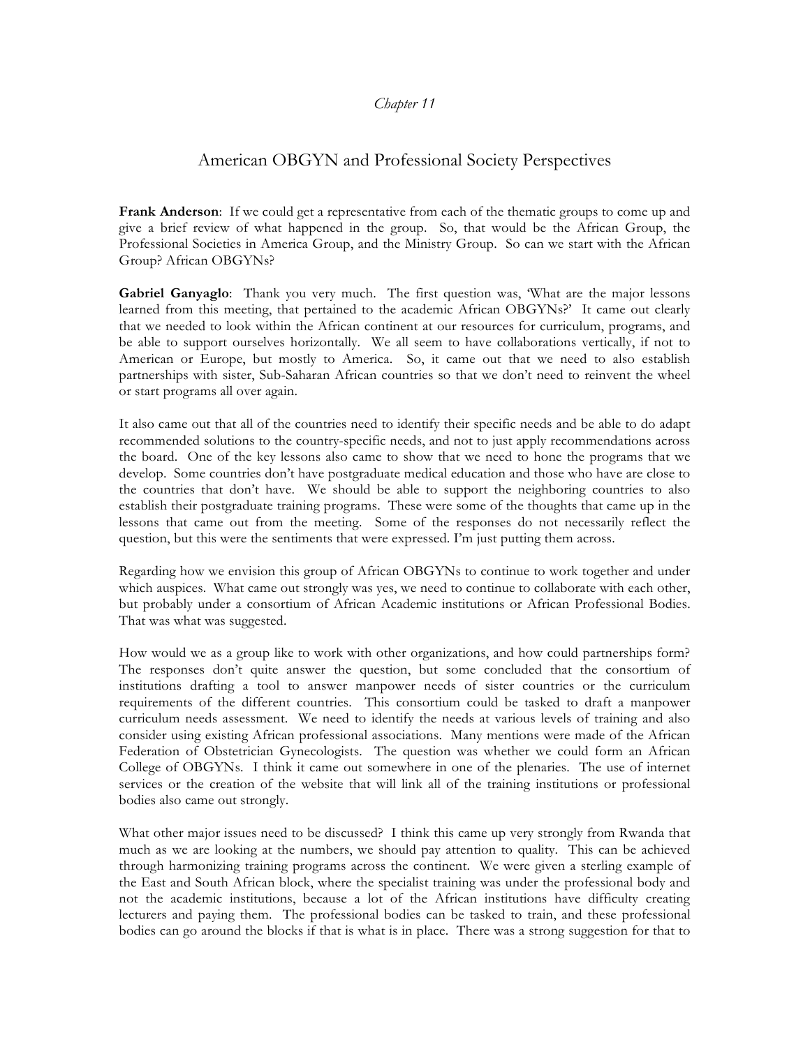*Chapter 11*

# American OBGYN and Professional Society Perspectives

**Frank Anderson**: If we could get a representative from each of the thematic groups to come up and give a brief review of what happened in the group. So, that would be the African Group, the Professional Societies in America Group, and the Ministry Group. So can we start with the African Group? African OBGYNs?

**Gabriel Ganyaglo**: Thank you very much. The first question was, 'What are the major lessons learned from this meeting, that pertained to the academic African OBGYNs?' It came out clearly that we needed to look within the African continent at our resources for curriculum, programs, and be able to support ourselves horizontally. We all seem to have collaborations vertically, if not to American or Europe, but mostly to America. So, it came out that we need to also establish partnerships with sister, Sub-Saharan African countries so that we don't need to reinvent the wheel or start programs all over again.

It also came out that all of the countries need to identify their specific needs and be able to do adapt recommended solutions to the country-specific needs, and not to just apply recommendations across the board. One of the key lessons also came to show that we need to hone the programs that we develop. Some countries don't have postgraduate medical education and those who have are close to the countries that don't have. We should be able to support the neighboring countries to also establish their postgraduate training programs. These were some of the thoughts that came up in the lessons that came out from the meeting. Some of the responses do not necessarily reflect the question, but this were the sentiments that were expressed. I'm just putting them across.

Regarding how we envision this group of African OBGYNs to continue to work together and under which auspices. What came out strongly was yes, we need to continue to collaborate with each other, but probably under a consortium of African Academic institutions or African Professional Bodies. That was what was suggested.

How would we as a group like to work with other organizations, and how could partnerships form? The responses don't quite answer the question, but some concluded that the consortium of institutions drafting a tool to answer manpower needs of sister countries or the curriculum requirements of the different countries. This consortium could be tasked to draft a manpower curriculum needs assessment. We need to identify the needs at various levels of training and also consider using existing African professional associations. Many mentions were made of the African Federation of Obstetrician Gynecologists. The question was whether we could form an African College of OBGYNs. I think it came out somewhere in one of the plenaries. The use of internet services or the creation of the website that will link all of the training institutions or professional bodies also came out strongly.

What other major issues need to be discussed? I think this came up very strongly from Rwanda that much as we are looking at the numbers, we should pay attention to quality. This can be achieved through harmonizing training programs across the continent. We were given a sterling example of the East and South African block, where the specialist training was under the professional body and not the academic institutions, because a lot of the African institutions have difficulty creating lecturers and paying them. The professional bodies can be tasked to train, and these professional bodies can go around the blocks if that is what is in place. There was a strong suggestion for that to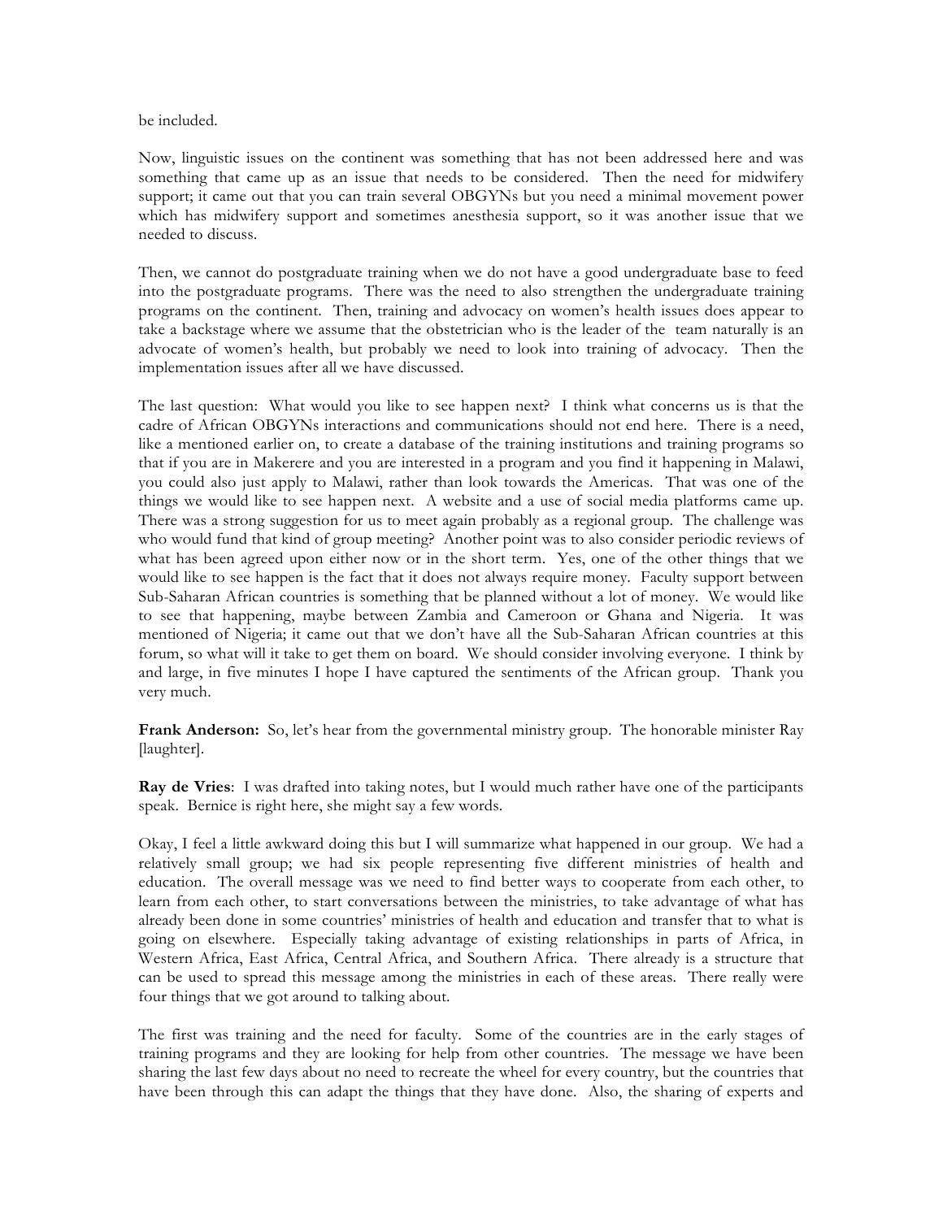be included.

Now, linguistic issues on the continent was something that has not been addressed here and was something that came up as an issue that needs to be considered. Then the need for midwifery support; it came out that you can train several OBGYNs but you need a minimal movement power which has midwifery support and sometimes anesthesia support, so it was another issue that we needed to discuss.

Then, we cannot do postgraduate training when we do not have a good undergraduate base to feed into the postgraduate programs. There was the need to also strengthen the undergraduate training programs on the continent. Then, training and advocacy on women's health issues does appear to take a backstage where we assume that the obstetrician who is the leader of the team naturally is an advocate of women's health, but probably we need to look into training of advocacy. Then the implementation issues after all we have discussed.

The last question: What would you like to see happen next? I think what concerns us is that the cadre of African OBGYNs interactions and communications should not end here. There is a need, like a mentioned earlier on, to create a database of the training institutions and training programs so that if you are in Makerere and you are interested in a program and you find it happening in Malawi, you could also just apply to Malawi, rather than look towards the Americas. That was one of the things we would like to see happen next. A website and a use of social media platforms came up. There was a strong suggestion for us to meet again probably as a regional group. The challenge was who would fund that kind of group meeting? Another point was to also consider periodic reviews of what has been agreed upon either now or in the short term. Yes, one of the other things that we would like to see happen is the fact that it does not always require money. Faculty support between Sub-Saharan African countries is something that be planned without a lot of money. We would like to see that happening, maybe between Zambia and Cameroon or Ghana and Nigeria. It was mentioned of Nigeria; it came out that we don't have all the Sub-Saharan African countries at this forum, so what will it take to get them on board. We should consider involving everyone. I think by and large, in five minutes I hope I have captured the sentiments of the African group. Thank you very much.

**Frank Anderson:** So, let's hear from the governmental ministry group. The honorable minister Ray [laughter].

**Ray de Vries**: I was drafted into taking notes, but I would much rather have one of the participants speak. Bernice is right here, she might say a few words.

Okay, I feel a little awkward doing this but I will summarize what happened in our group. We had a relatively small group; we had six people representing five different ministries of health and education. The overall message was we need to find better ways to cooperate from each other, to learn from each other, to start conversations between the ministries, to take advantage of what has already been done in some countries' ministries of health and education and transfer that to what is going on elsewhere. Especially taking advantage of existing relationships in parts of Africa, in Western Africa, East Africa, Central Africa, and Southern Africa. There already is a structure that can be used to spread this message among the ministries in each of these areas. There really were four things that we got around to talking about.

The first was training and the need for faculty. Some of the countries are in the early stages of training programs and they are looking for help from other countries. The message we have been sharing the last few days about no need to recreate the wheel for every country, but the countries that have been through this can adapt the things that they have done. Also, the sharing of experts and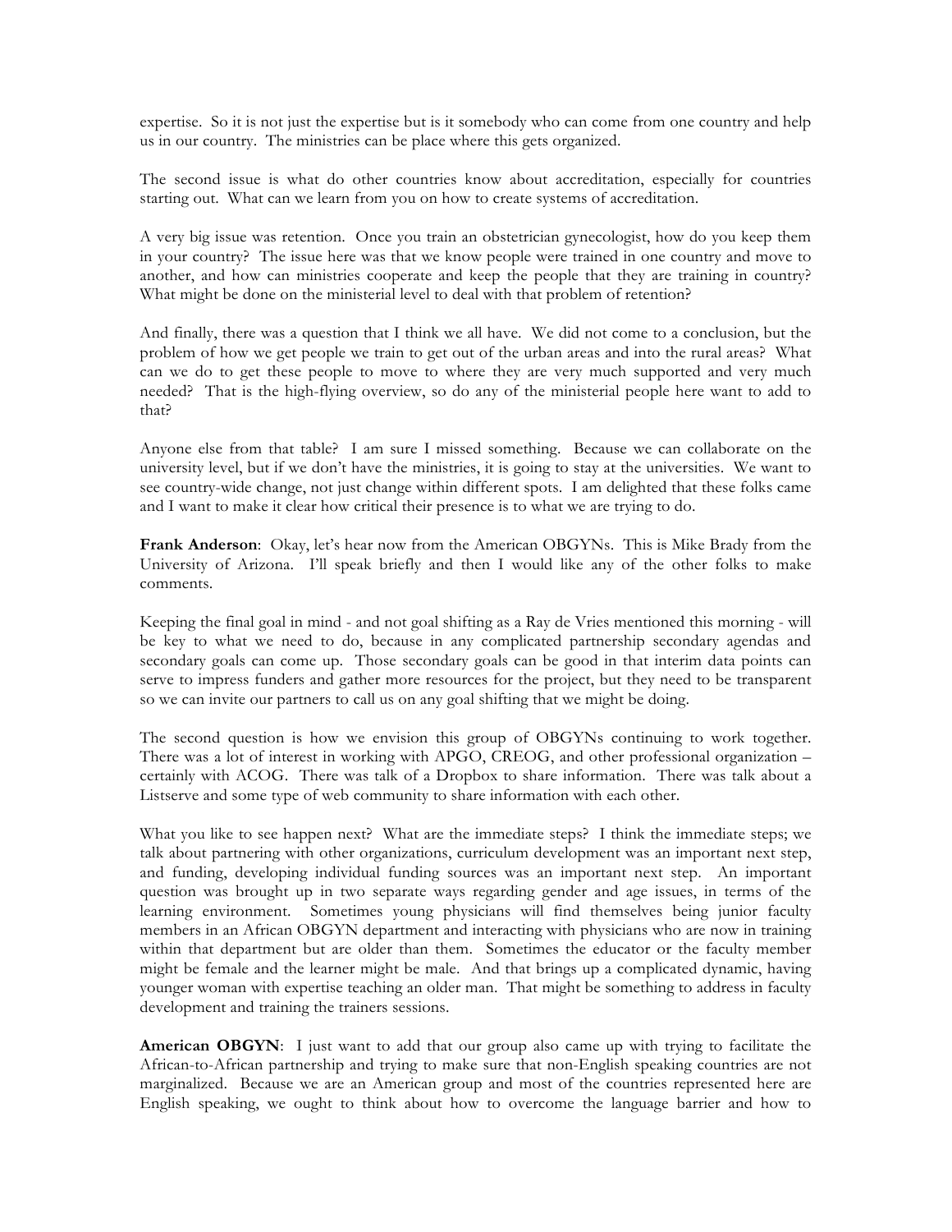expertise. So it is not just the expertise but is it somebody who can come from one country and help us in our country. The ministries can be place where this gets organized.

The second issue is what do other countries know about accreditation, especially for countries starting out. What can we learn from you on how to create systems of accreditation.

A very big issue was retention. Once you train an obstetrician gynecologist, how do you keep them in your country? The issue here was that we know people were trained in one country and move to another, and how can ministries cooperate and keep the people that they are training in country? What might be done on the ministerial level to deal with that problem of retention?

And finally, there was a question that I think we all have. We did not come to a conclusion, but the problem of how we get people we train to get out of the urban areas and into the rural areas? What can we do to get these people to move to where they are very much supported and very much needed? That is the high-flying overview, so do any of the ministerial people here want to add to that?

Anyone else from that table? I am sure I missed something. Because we can collaborate on the university level, but if we don't have the ministries, it is going to stay at the universities. We want to see country-wide change, not just change within different spots. I am delighted that these folks came and I want to make it clear how critical their presence is to what we are trying to do.

**Frank Anderson**: Okay, let's hear now from the American OBGYNs. This is Mike Brady from the University of Arizona. I'll speak briefly and then I would like any of the other folks to make comments.

Keeping the final goal in mind - and not goal shifting as a Ray de Vries mentioned this morning - will be key to what we need to do, because in any complicated partnership secondary agendas and secondary goals can come up. Those secondary goals can be good in that interim data points can serve to impress funders and gather more resources for the project, but they need to be transparent so we can invite our partners to call us on any goal shifting that we might be doing.

The second question is how we envision this group of OBGYNs continuing to work together. There was a lot of interest in working with APGO, CREOG, and other professional organization – certainly with ACOG. There was talk of a Dropbox to share information. There was talk about a Listserve and some type of web community to share information with each other.

What you like to see happen next? What are the immediate steps? I think the immediate steps; we talk about partnering with other organizations, curriculum development was an important next step, and funding, developing individual funding sources was an important next step. An important question was brought up in two separate ways regarding gender and age issues, in terms of the learning environment. Sometimes young physicians will find themselves being junior faculty members in an African OBGYN department and interacting with physicians who are now in training within that department but are older than them. Sometimes the educator or the faculty member might be female and the learner might be male. And that brings up a complicated dynamic, having younger woman with expertise teaching an older man. That might be something to address in faculty development and training the trainers sessions.

**American OBGYN**: I just want to add that our group also came up with trying to facilitate the African-to-African partnership and trying to make sure that non-English speaking countries are not marginalized. Because we are an American group and most of the countries represented here are English speaking, we ought to think about how to overcome the language barrier and how to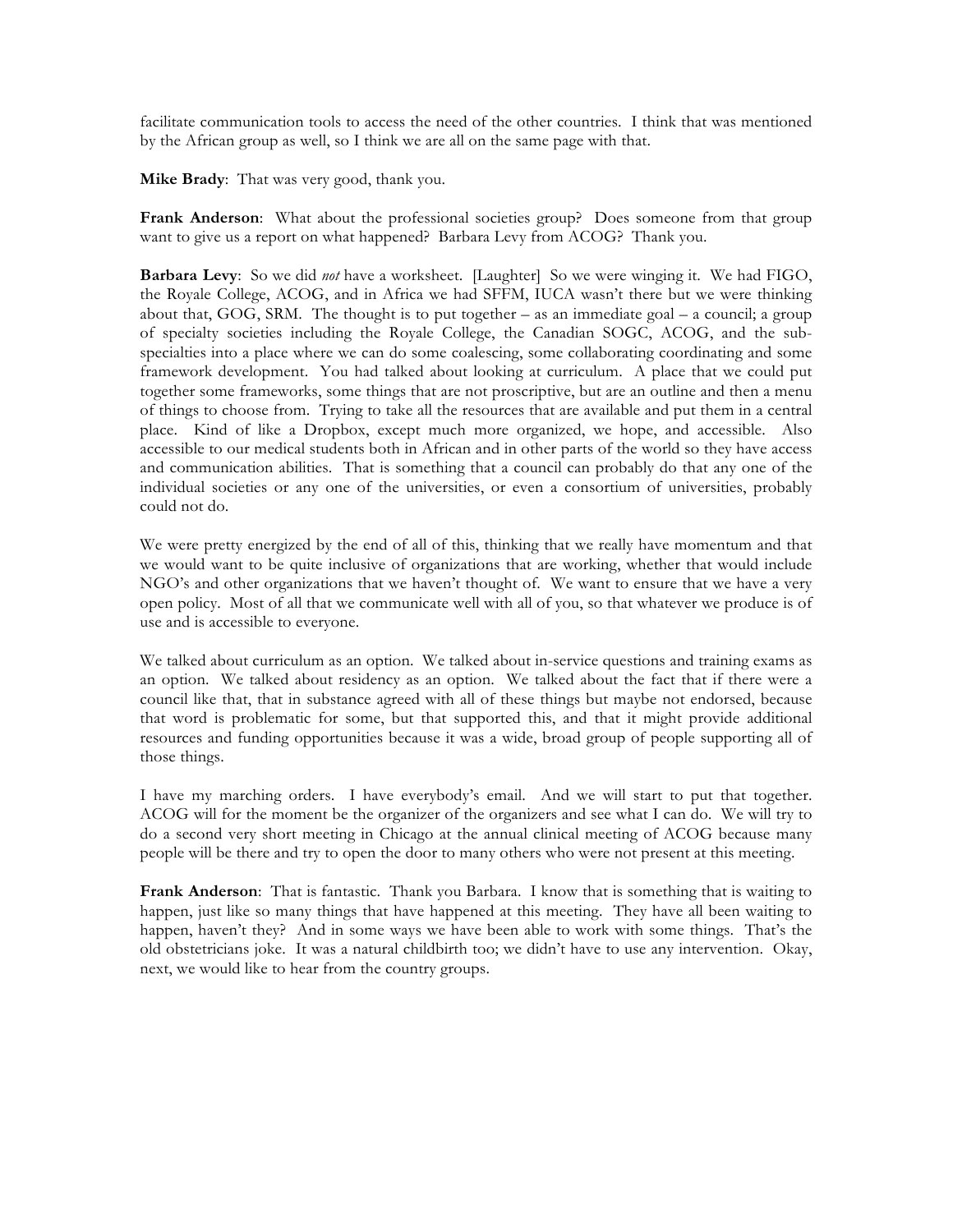facilitate communication tools to access the need of the other countries. I think that was mentioned by the African group as well, so I think we are all on the same page with that.

**Mike Brady**: That was very good, thank you.

**Frank Anderson**: What about the professional societies group? Does someone from that group want to give us a report on what happened? Barbara Levy from ACOG? Thank you.

**Barbara Levy**: So we did *not* have a worksheet. [Laughter] So we were winging it. We had FIGO, the Royale College, ACOG, and in Africa we had SFFM, IUCA wasn't there but we were thinking about that, GOG, SRM. The thought is to put together – as an immediate goal – a council; a group of specialty societies including the Royale College, the Canadian SOGC, ACOG, and the sub-specialties into a place where we can do some coalescing, some collaborating coordinating and some framework development. You had talked about looking at curriculum. A place that we could put together some frameworks, some things that are not proscriptive, but are an outline and then a menu of things to choose from. Trying to take all the resources that are available and put them in a central place. Kind of like a Dropbox, except much more organized, we hope, and accessible. Also accessible to our medical students both in African and in other parts of the world so they have access and communication abilities. That is something that a council can probably do that any one of the individual societies or any one of the universities, or even a consortium of universities, probably could not do.

We were pretty energized by the end of all of this, thinking that we really have momentum and that we would want to be quite inclusive of organizations that are working, whether that would include NGO's and other organizations that we haven't thought of. We want to ensure that we have a very open policy. Most of all that we communicate well with all of you, so that whatever we produce is of use and is accessible to everyone.

We talked about curriculum as an option. We talked about in-service questions and training exams as an option. We talked about residency as an option. We talked about the fact that if there were a council like that, that in substance agreed with all of these things but maybe not endorsed, because that word is problematic for some, but that supported this, and that it might provide additional resources and funding opportunities because it was a wide, broad group of people supporting all of those things.

I have my marching orders. I have everybody's email. And we will start to put that together. ACOG will for the moment be the organizer of the organizers and see what I can do. We will try to do a second very short meeting in Chicago at the annual clinical meeting of ACOG because many people will be there and try to open the door to many others who were not present at this meeting.

**Frank Anderson**: That is fantastic. Thank you Barbara. I know that is something that is waiting to happen, just like so many things that have happened at this meeting. They have all been waiting to happen, haven't they? And in some ways we have been able to work with some things. That's the old obstetricians joke. It was a natural childbirth too; we didn't have to use any intervention. Okay, next, we would like to hear from the country groups.